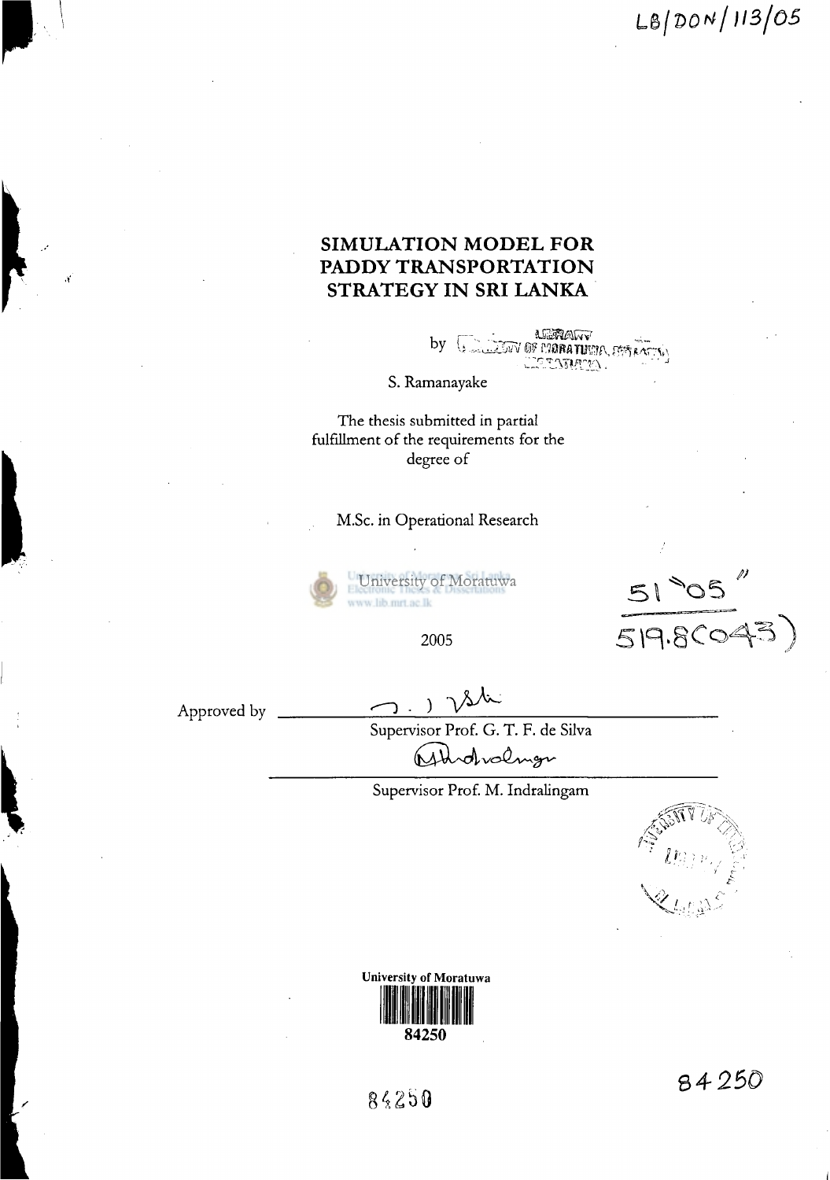LB/DON/113/05

# SIMULATION MODEL FOR PADDY TRANSPORTATION STRATEGY IN SRI LANKA

by

S. Ramanayake

The thesis submitted in partial fulfillment of the requirements for the degree of

M.Sc. in Operational Research

University of Moratuwa

2005

51 "05"

519.8(043)

Approved by

Supervisor Prof. G. T. F. de Silva

Supervisor Prof. M. Indralingam

University of Moratuwa

84250

84250

84250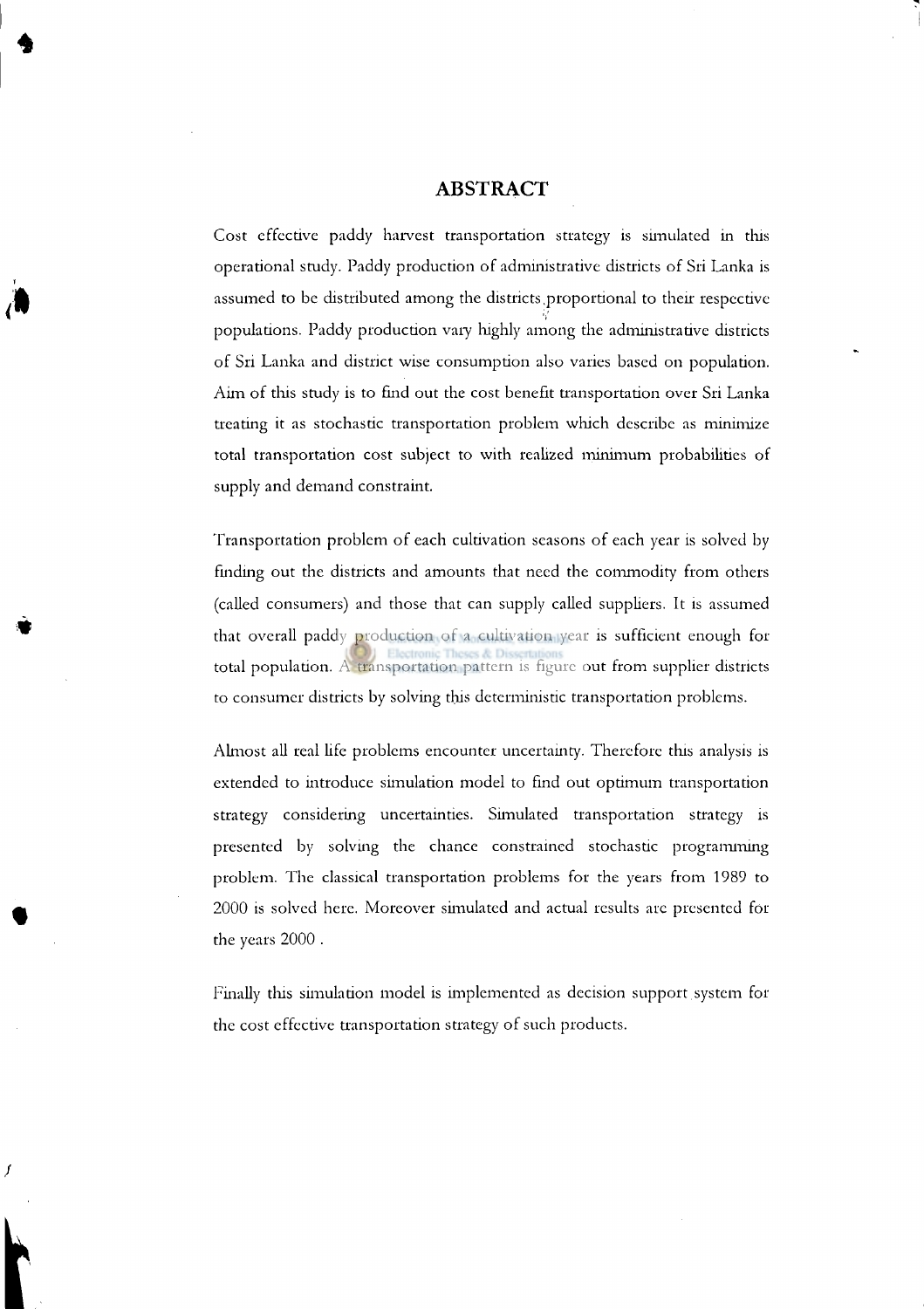# ABSTRACT

Cost effective paddy harvest transportation strategy is simulated in this operational study. Paddy production of administrative districts of Sri Lanka is assumed to be distributed among the districts proportional to their respective populations. Paddy production vary highly among the administrative districts of Sri Lanka and district wise consumption also varies based on population. Aim of this study is to find out the cost benefit transportation over Sri Lanka treating it as stochastic transportation problem which describe as minimize total transportation cost subject to with realized minimum probabilities of supply and demand constraint.

Transportation problem of each cultivation seasons of each year is solved by finding out the districts and amounts that need the commodity from others (called consumers) and those that can supply called suppliers. It is assumed that overall paddy production of a cultivation year is sufficient enough for total population. A transportation pattern is figure out from supplier districts to consumer districts by solving this deterministic transportation problems.

Almost all real life problems encounter uncertainty. Therefore this analysis is extended to introduce simulation model to find out optimum transportation strategy considering uncertainties. Simulated transportation strategy is presented by solving the chance constrained stochastic programming problem. The classical transportation problems for the years from 1989 to 2000 is solved here. Moreover simulated and actual results are presented for the years 2000 .

Finally this simulation model is implemented as decision support system for the cost effective transportation strategy of such products.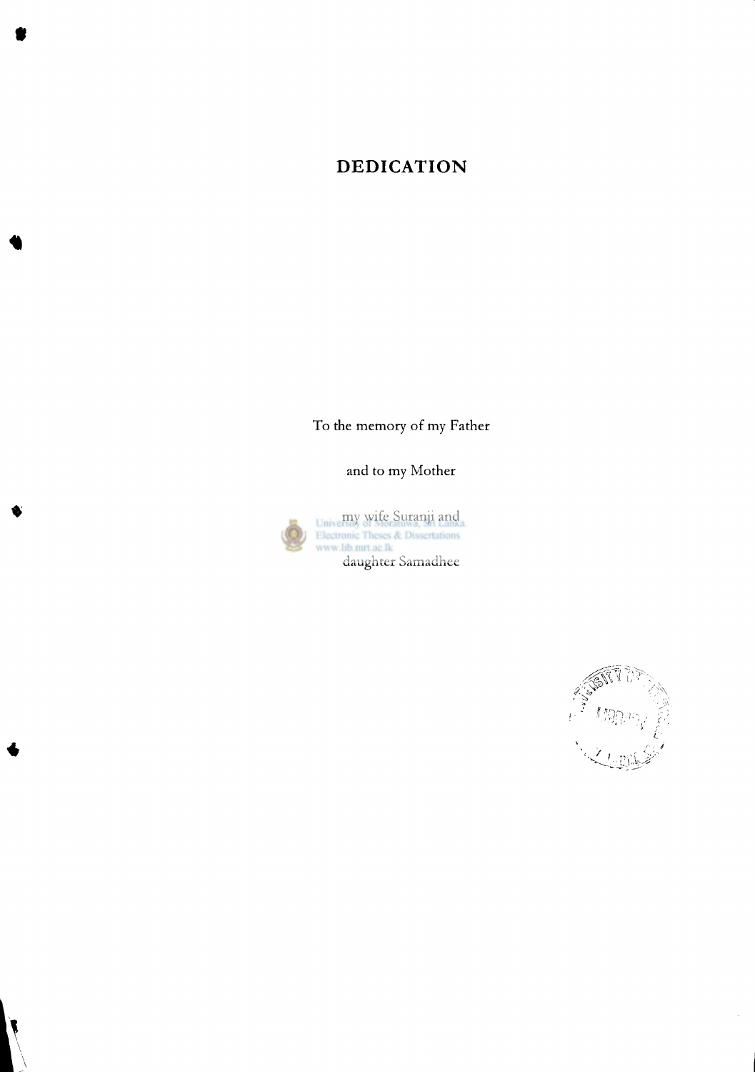# DEDICATION

To the memory of my Father

and to my Mother

my wife Suranji and

daughter Samadhee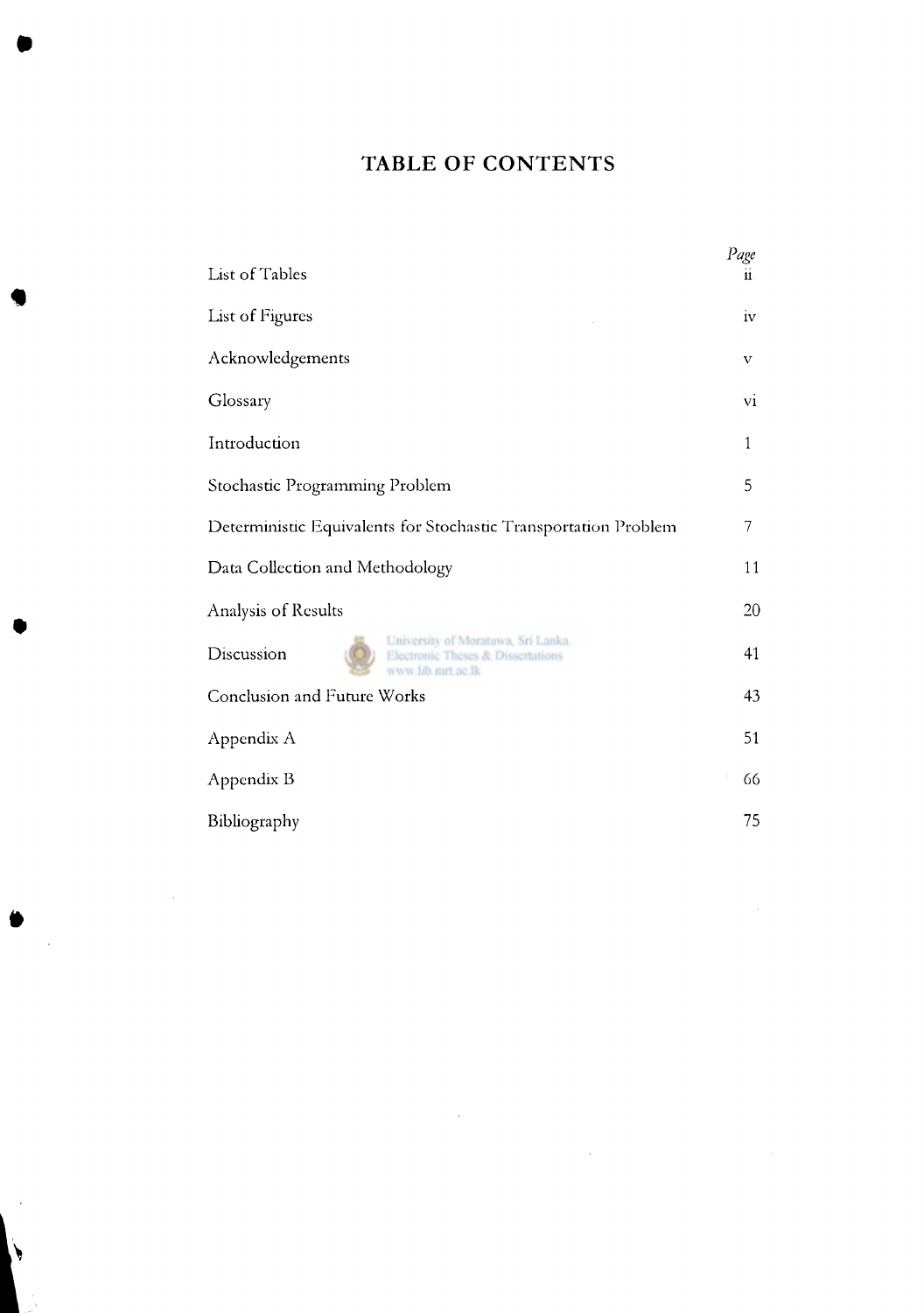# TABLE OF CONTENTS

| | *Page* |
|---|---|
| List of Tables | ii |
| List of Figures | iv |
| Acknowledgements | v |
| Glossary | vi |
| Introduction | 1 |
| Stochastic Programming Problem | 5 |
| Deterministic Equivalents for Stochastic Transportation Problem | 7 |
| Data Collection and Methodology | 11 |
| Analysis of Results | 20 |
| Discussion | 41 |
| Conclusion and Future Works | 43 |
| Appendix A | 51 |
| Appendix B | 66 |
| Bibliography | 75 |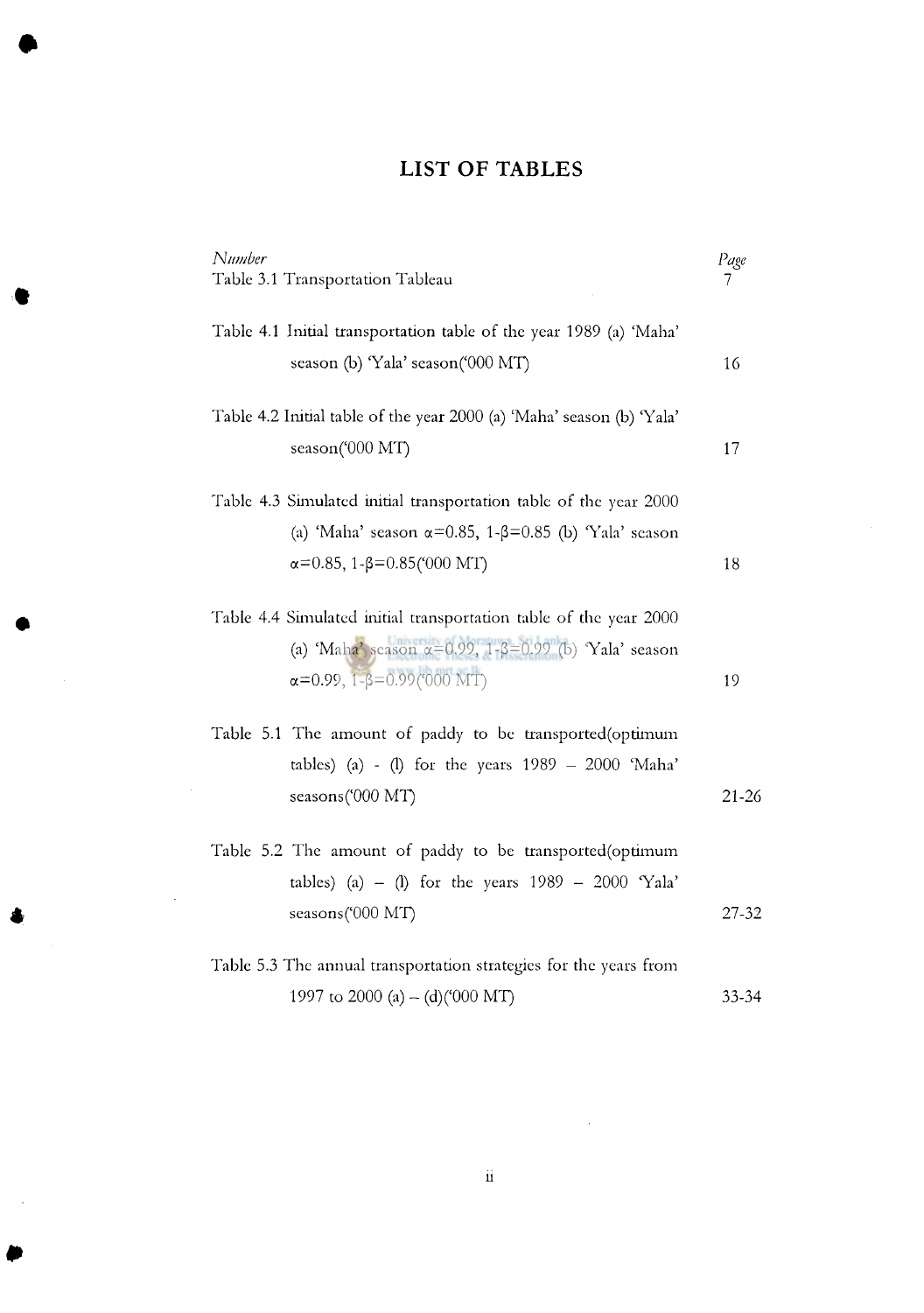# LIST OF TABLES

| *Number* | *Page* |
|---|---|
| Table 3.1 Transportation Tableau | 7 |
| Table 4.1 Initial transportation table of the year 1989 (a) 'Maha' season (b) 'Yala' season('000 MT) | 16 |
| Table 4.2 Initial table of the year 2000 (a) 'Maha' season (b) 'Yala' season('000 MT) | 17 |
| Table 4.3 Simulated initial transportation table of the year 2000 (a) 'Maha' season $\alpha$=0.85, 1-$\beta$=0.85 (b) 'Yala' season $\alpha$=0.85, 1-$\beta$=0.85('000 MT) | 18 |
| Table 4.4 Simulated initial transportation table of the year 2000 (a) 'Maha' season $\alpha$=0.99, 1-$\beta$=0.99 (b) 'Yala' season $\alpha$=0.99, 1-$\beta$=0.99('000 MT) | 19 |
| Table 5.1 The amount of paddy to be transported(optimum tables) (a) - (l) for the years 1989 – 2000 'Maha' seasons('000 MT) | 21-26 |
| Table 5.2 The amount of paddy to be transported(optimum tables) (a) – (l) for the years 1989 – 2000 'Yala' seasons('000 MT) | 27-32 |
| Table 5.3 The annual transportation strategies for the years from 1997 to 2000 (a) – (d)('000 MT) | 33-34 |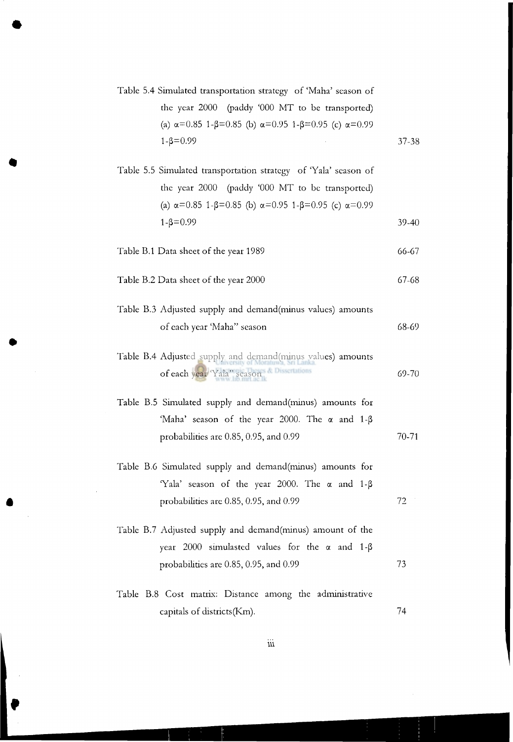| | |
|---|---|
| Table 5.4 Simulated transportation strategy of 'Maha' season of the year 2000 (paddy '000 MT to be transported) (a) $\alpha$=0.85 1-$\beta$=0.85 (b) $\alpha$=0.95 1-$\beta$=0.95 (c) $\alpha$=0.99 1-$\beta$=0.99 | 37-38 |
| Table 5.5 Simulated transportation strategy of 'Yala' season of the year 2000 (paddy '000 MT to be transported) (a) $\alpha$=0.85 1-$\beta$=0.85 (b) $\alpha$=0.95 1-$\beta$=0.95 (c) $\alpha$=0.99 1-$\beta$=0.99 | 39-40 |
| Table B.1 Data sheet of the year 1989 | 66-67 |
| Table B.2 Data sheet of the year 2000 | 67-68 |
| Table B.3 Adjusted supply and demand(minus values) amounts of each year 'Maha" season | 68-69 |
| Table B.4 Adjusted supply and demand(minus values) amounts of each year 'Yala" season | 69-70 |
| Table B.5 Simulated supply and demand(minus) amounts for 'Maha' season of the year 2000. The $\alpha$ and 1-$\beta$ probabilities are 0.85, 0.95, and 0.99 | 70-71 |
| Table B.6 Simulated supply and demand(minus) amounts for 'Yala' season of the year 2000. The $\alpha$ and 1-$\beta$ probabilities are 0.85, 0.95, and 0.99 | 72 |
| Table B.7 Adjusted supply and demand(minus) amount of the year 2000 simulasted values for the $\alpha$ and 1-$\beta$ probabilities are 0.85, 0.95, and 0.99 | 73 |
| Table B.8 Cost matrix: Distance among the administrative capitals of districts(Km). | 74 |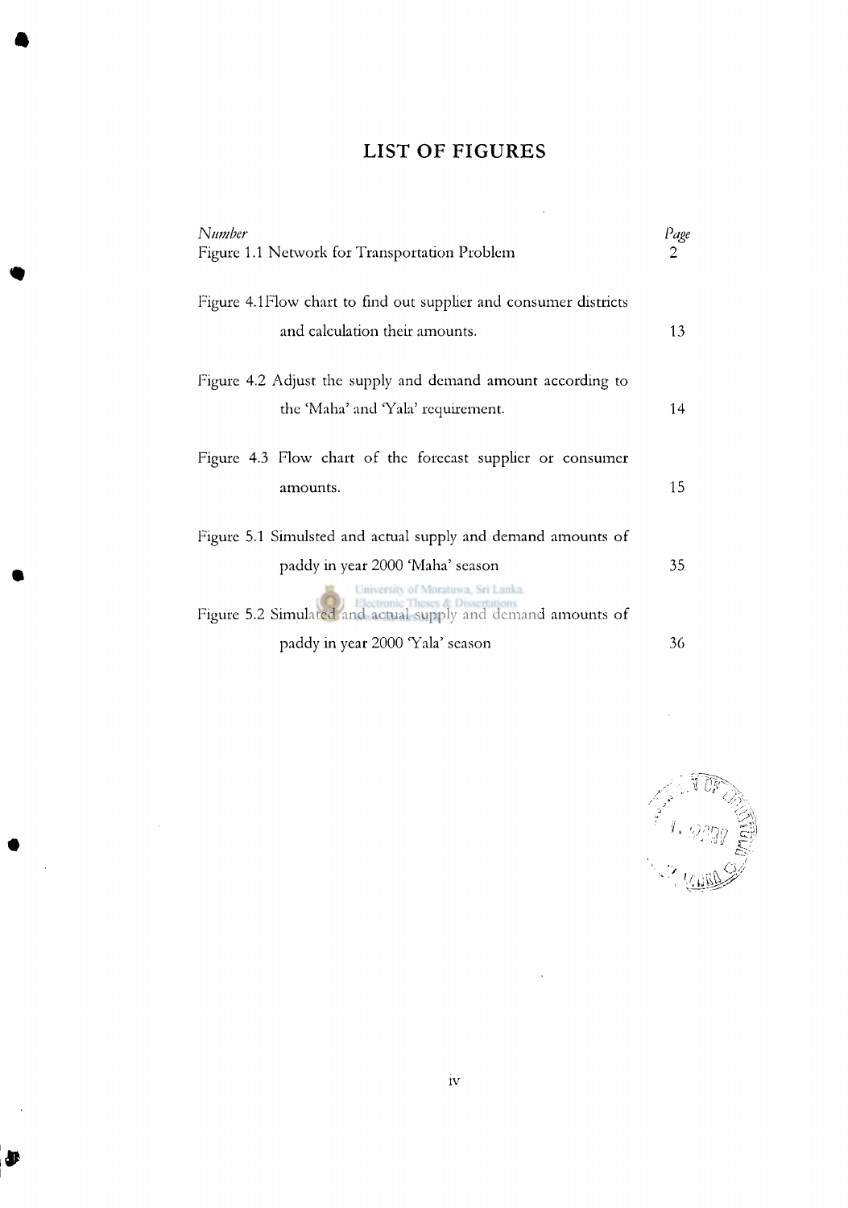# LIST OF FIGURES

| *Number* | *Page* |
| --- | --- |
| Figure 1.1 Network for Transportation Problem | 2 |
| Figure 4.1Flow chart to find out supplier and consumer districts and calculation their amounts. | 13 |
| Figure 4.2 Adjust the supply and demand amount according to the 'Maha' and 'Yala' requirement. | 14 |
| Figure 4.3 Flow chart of the forecast supplier or consumer amounts. | 15 |
| Figure 5.1 Simulsted and actual supply and demand amounts of paddy in year 2000 'Maha' season | 35 |
| Figure 5.2 Simulated and actual supply and demand amounts of paddy in year 2000 'Yala' season | 36 |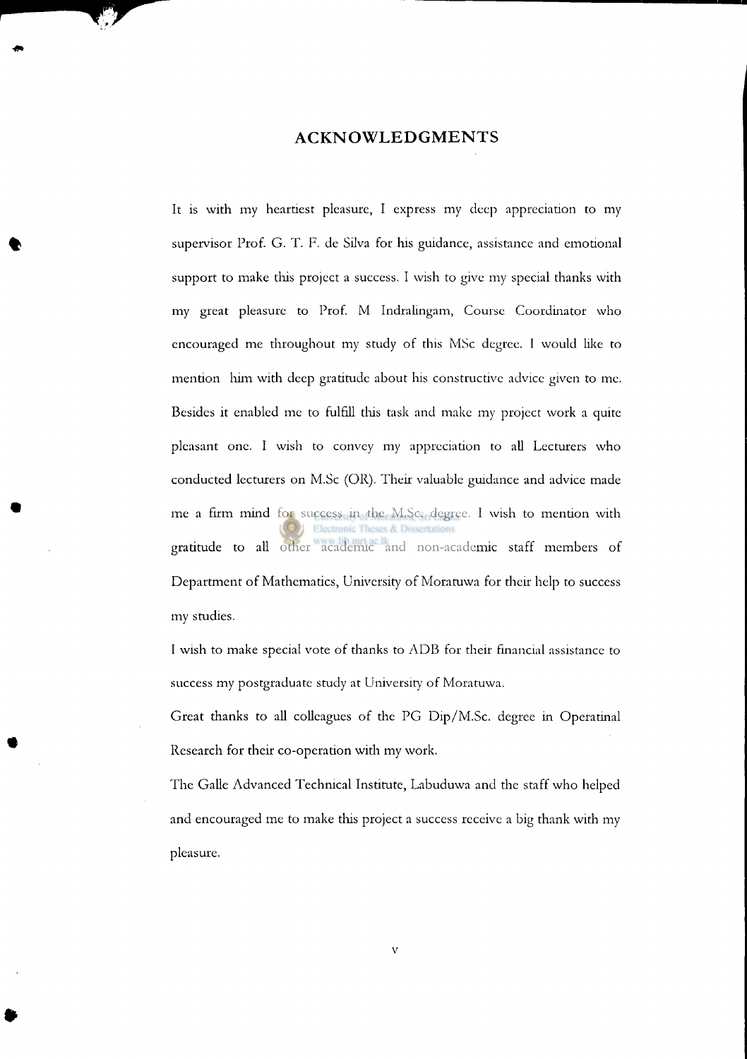# ACKNOWLEDGMENTS

It is with my heartiest pleasure, I express my deep appreciation to my supervisor Prof. G. T. F. de Silva for his guidance, assistance and emotional support to make this project a success. I wish to give my special thanks with my great pleasure to Prof. M Indralingam, Course Coordinator who encouraged me throughout my study of this MSc degree. I would like to mention him with deep gratitude about his constructive advice given to me. Besides it enabled me to fulfill this task and make my project work a quite pleasant one. I wish to convey my appreciation to all Lecturers who conducted lecturers on M.Sc (OR). Their valuable guidance and advice made me a firm mind for success in the M.Sc. degree. I wish to mention with gratitude to all other academic and non-academic staff members of Department of Mathematics, University of Moratuwa for their help to success my studies.

I wish to make special vote of thanks to ADB for their financial assistance to success my postgraduate study at University of Moratuwa.

Great thanks to all colleagues of the PG Dip/M.Sc. degree in Operatinal Research for their co-operation with my work.

The Galle Advanced Technical Institute, Labuduwa and the staff who helped and encouraged me to make this project a success receive a big thank with my pleasure.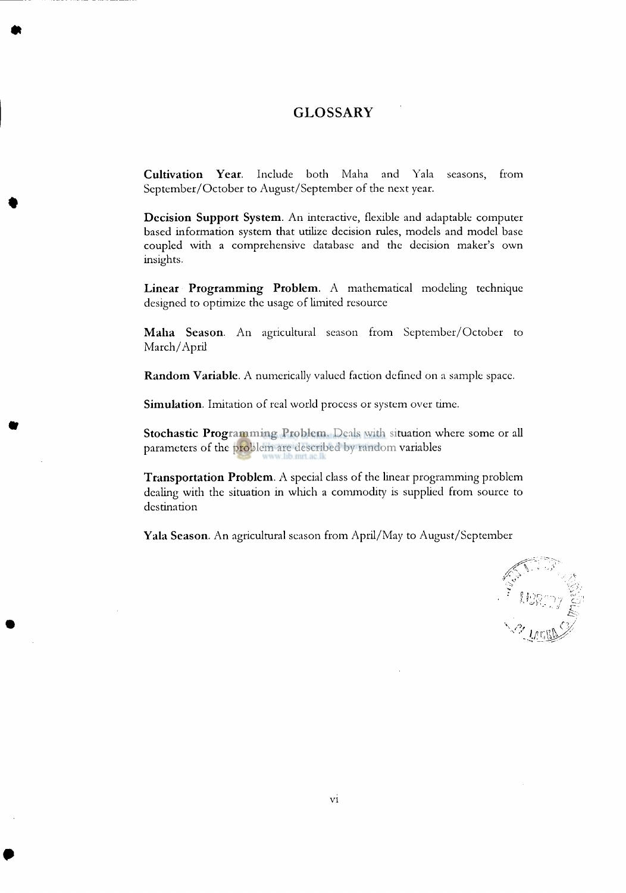# GLOSSARY

**Cultivation Year**. Include both Maha and Yala seasons, from September/October to August/September of the next year.

**Decision Support System**. An interactive, flexible and adaptable computer based information system that utilize decision rules, models and model base coupled with a comprehensive database and the decision maker's own insights.

**Linear Programming Problem**. A mathematical modeling technique designed to optimize the usage of limited resource

**Maha Season**. An agricultural season from September/October to March/April

**Random Variable**. A numerically valued faction defined on a sample space.

**Simulation**. Imitation of real world process or system over time.

**Stochastic Programming Problem**. Deals with situation where some or all parameters of the problem are described by random variables

**Transportation Problem**. A special class of the linear programming problem dealing with the situation in which a commodity is supplied from source to destination

**Yala Season**. An agricultural season from April/May to August/September